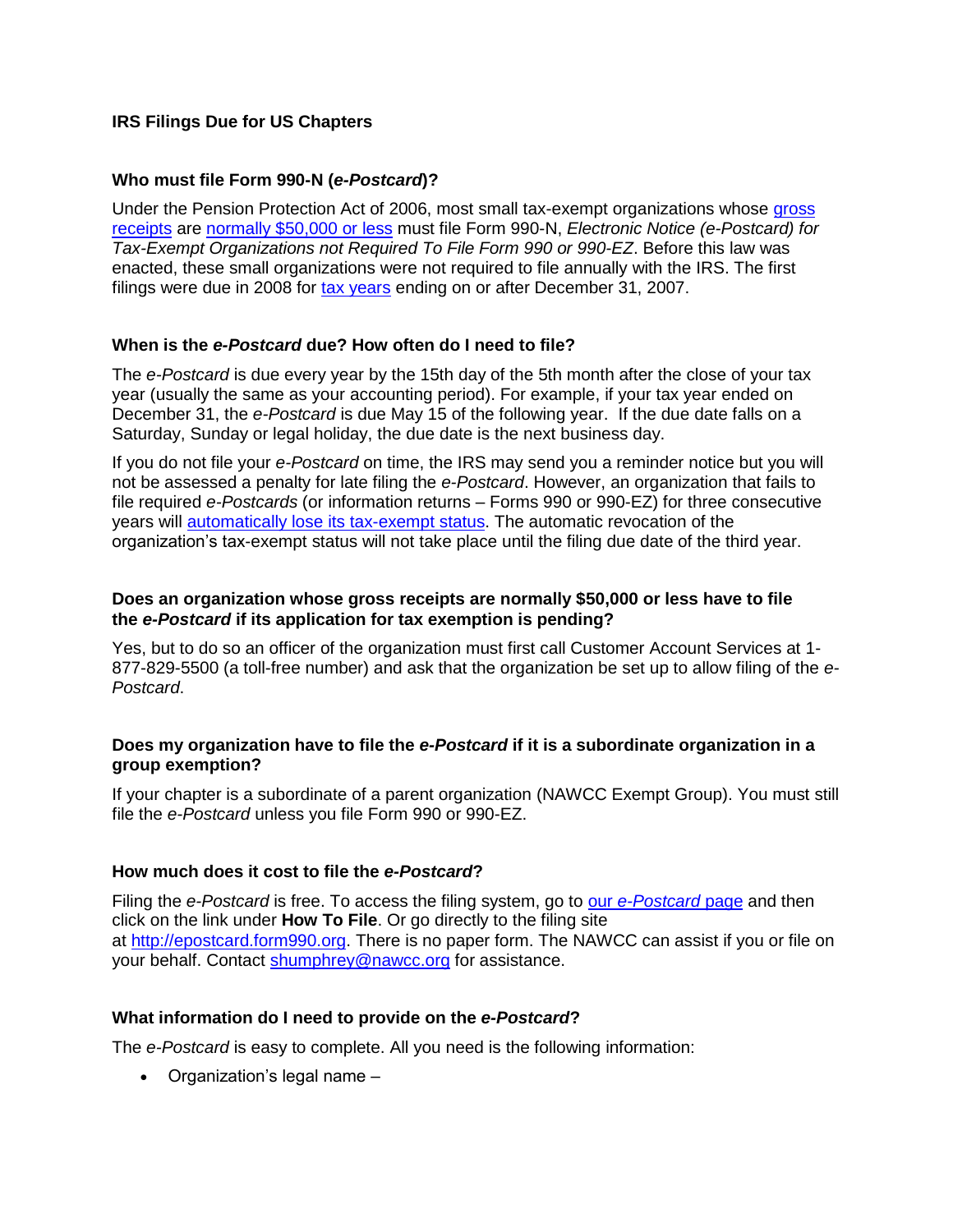**IRS Filings Due for US Chapters**

**Who must file Form 990-N (*e-Postcard*)?**

Under the Pension Protection Act of 2006, most small tax-exempt organizations whose gross receipts are normally $50,000 or less must file Form 990-N, *Electronic Notice (e-Postcard) for Tax-Exempt Organizations not Required To File Form 990 or 990-EZ*. Before this law was enacted, these small organizations were not required to file annually with the IRS. The first filings were due in 2008 for tax years ending on or after December 31, 2007.

**When is the *e-Postcard* due? How often do I need to file?**

The *e-Postcard* is due every year by the 15th day of the 5th month after the close of your tax year (usually the same as your accounting period). For example, if your tax year ended on December 31, the *e-Postcard* is due May 15 of the following year. If the due date falls on a Saturday, Sunday or legal holiday, the due date is the next business day.

If you do not file your *e-Postcard* on time, the IRS may send you a reminder notice but you will not be assessed a penalty for late filing the *e-Postcard*. However, an organization that fails to file required *e-Postcards* (or information returns – Forms 990 or 990-EZ) for three consecutive years will automatically lose its tax-exempt status. The automatic revocation of the organization's tax-exempt status will not take place until the filing due date of the third year.

**Does an organization whose gross receipts are normally $50,000 or less have to file the *e-Postcard* if its application for tax exemption is pending?**

Yes, but to do so an officer of the organization must first call Customer Account Services at 1-877-829-5500 (a toll-free number) and ask that the organization be set up to allow filing of the *e-Postcard*.

**Does my organization have to file the *e-Postcard* if it is a subordinate organization in a group exemption?**

If your chapter is a subordinate of a parent organization (NAWCC Exempt Group). You must still file the *e-Postcard* unless you file Form 990 or 990-EZ.

**How much does it cost to file the *e-Postcard*?**

Filing the *e-Postcard* is free. To access the filing system, go to our *e-Postcard* page and then click on the link under **How To File**. Or go directly to the filing site at http://epostcard.form990.org. There is no paper form. The NAWCC can assist if you or file on your behalf. Contact shumphrey@nawcc.org for assistance.

**What information do I need to provide on the *e-Postcard*?**

The *e-Postcard* is easy to complete. All you need is the following information:

- Organization's legal name –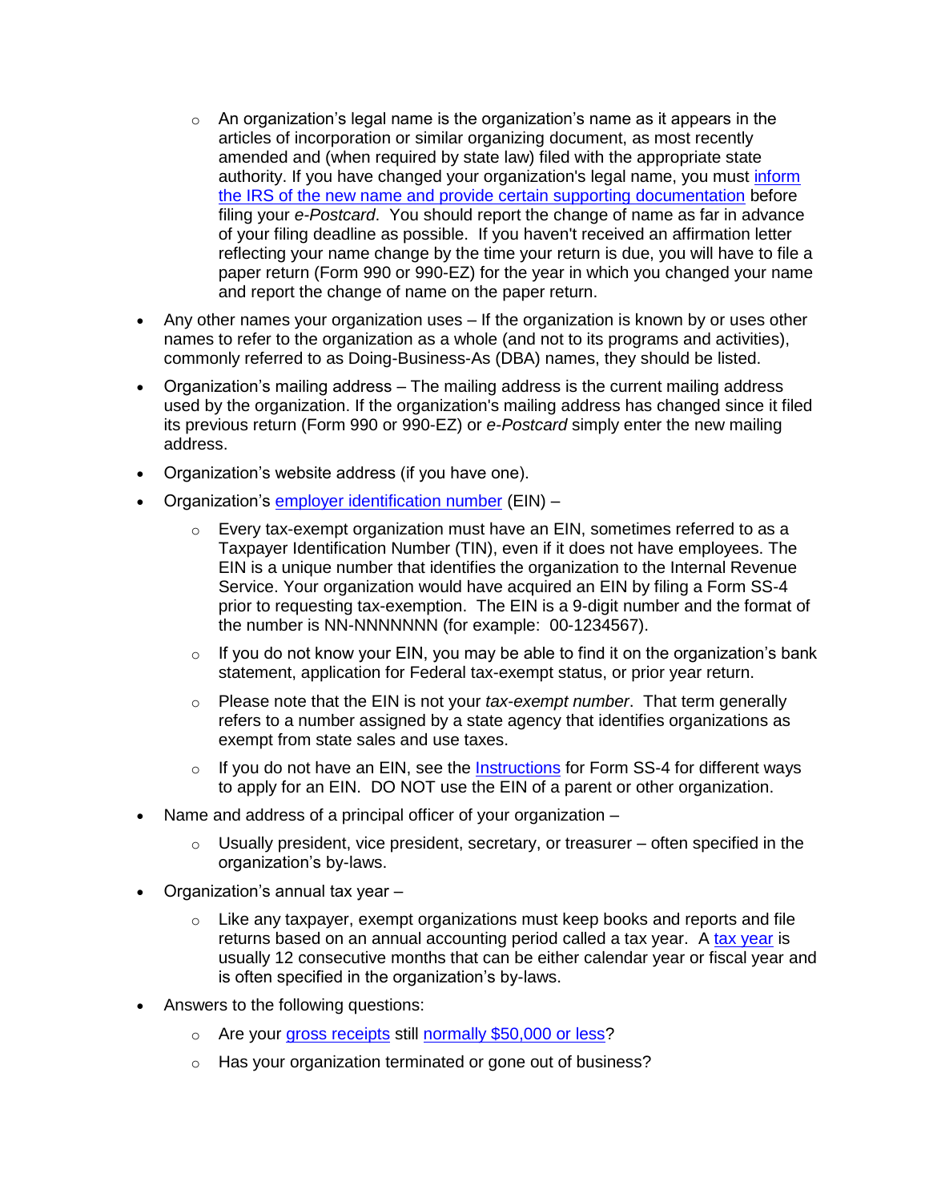- An organization's legal name is the organization's name as it appears in the articles of incorporation or similar organizing document, as most recently amended and (when required by state law) filed with the appropriate state authority. If you have changed your organization's legal name, you must inform the IRS of the new name and provide certain supporting documentation before filing your *e-Postcard*. You should report the change of name as far in advance of your filing deadline as possible. If you haven't received an affirmation letter reflecting your name change by the time your return is due, you will have to file a paper return (Form 990 or 990-EZ) for the year in which you changed your name and report the change of name on the paper return.

- Any other names your organization uses – If the organization is known by or uses other names to refer to the organization as a whole (and not to its programs and activities), commonly referred to as Doing-Business-As (DBA) names, they should be listed.

- Organization's mailing address – The mailing address is the current mailing address used by the organization. If the organization's mailing address has changed since it filed its previous return (Form 990 or 990-EZ) or *e-Postcard* simply enter the new mailing address.

- Organization's website address (if you have one).

- Organization's employer identification number (EIN) –
  - Every tax-exempt organization must have an EIN, sometimes referred to as a Taxpayer Identification Number (TIN), even if it does not have employees. The EIN is a unique number that identifies the organization to the Internal Revenue Service. Your organization would have acquired an EIN by filing a Form SS-4 prior to requesting tax-exemption. The EIN is a 9-digit number and the format of the number is NN-NNNNNNN (for example: 00-1234567).
  - If you do not know your EIN, you may be able to find it on the organization's bank statement, application for Federal tax-exempt status, or prior year return.
  - Please note that the EIN is not your *tax-exempt number*. That term generally refers to a number assigned by a state agency that identifies organizations as exempt from state sales and use taxes.
  - If you do not have an EIN, see the Instructions for Form SS-4 for different ways to apply for an EIN. DO NOT use the EIN of a parent or other organization.

- Name and address of a principal officer of your organization –
  - Usually president, vice president, secretary, or treasurer – often specified in the organization's by-laws.

- Organization's annual tax year –
  - Like any taxpayer, exempt organizations must keep books and reports and file returns based on an annual accounting period called a tax year. A tax year is usually 12 consecutive months that can be either calendar year or fiscal year and is often specified in the organization's by-laws.

- Answers to the following questions:
  - Are your gross receipts still normally $50,000 or less?
  - Has your organization terminated or gone out of business?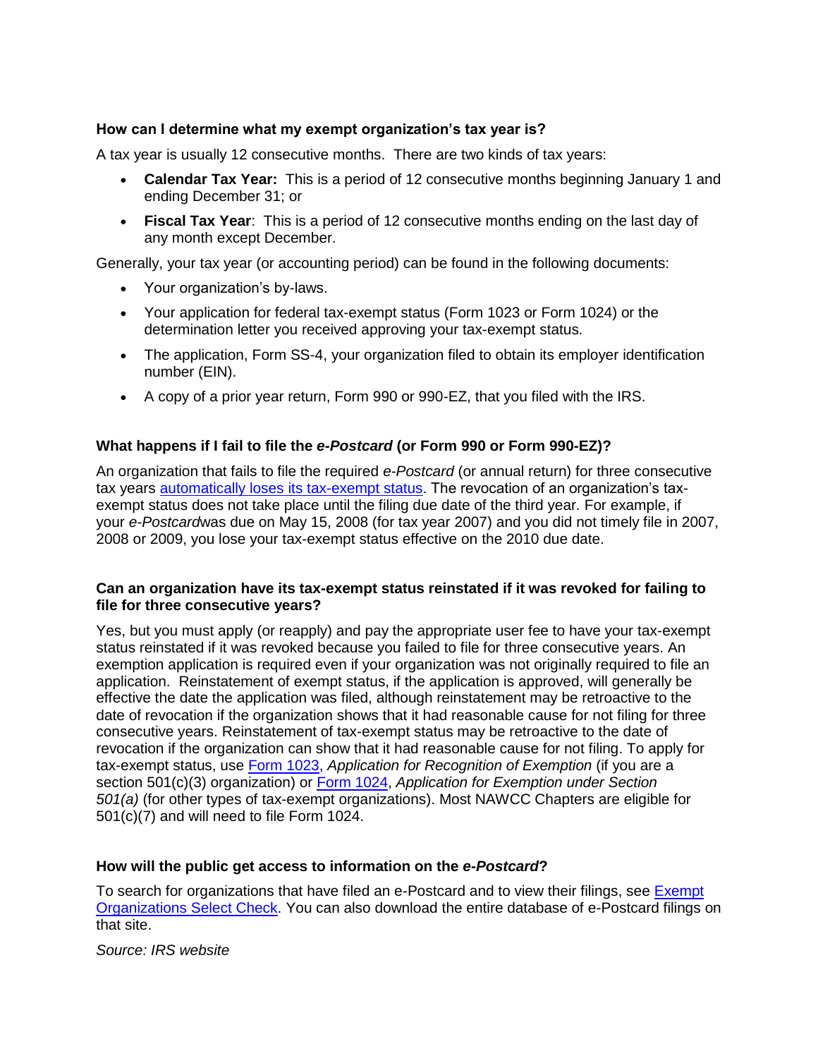### How can I determine what my exempt organization's tax year is?

A tax year is usually 12 consecutive months. There are two kinds of tax years:

- **Calendar Tax Year:** This is a period of 12 consecutive months beginning January 1 and ending December 31; or
- **Fiscal Tax Year**: This is a period of 12 consecutive months ending on the last day of any month except December.

Generally, your tax year (or accounting period) can be found in the following documents:

- Your organization's by-laws.
- Your application for federal tax-exempt status (Form 1023 or Form 1024) or the determination letter you received approving your tax-exempt status.
- The application, Form SS-4, your organization filed to obtain its employer identification number (EIN).
- A copy of a prior year return, Form 990 or 990-EZ, that you filed with the IRS.

### What happens if I fail to file the *e-Postcard* (or Form 990 or Form 990-EZ)?

An organization that fails to file the required *e-Postcard* (or annual return) for three consecutive tax years automatically loses its tax-exempt status. The revocation of an organization's tax-exempt status does not take place until the filing due date of the third year. For example, if your *e-Postcard*was due on May 15, 2008 (for tax year 2007) and you did not timely file in 2007, 2008 or 2009, you lose your tax-exempt status effective on the 2010 due date.

### Can an organization have its tax-exempt status reinstated if it was revoked for failing to file for three consecutive years?

Yes, but you must apply (or reapply) and pay the appropriate user fee to have your tax-exempt status reinstated if it was revoked because you failed to file for three consecutive years. An exemption application is required even if your organization was not originally required to file an application. Reinstatement of exempt status, if the application is approved, will generally be effective the date the application was filed, although reinstatement may be retroactive to the date of revocation if the organization shows that it had reasonable cause for not filing for three consecutive years. Reinstatement of tax-exempt status may be retroactive to the date of revocation if the organization can show that it had reasonable cause for not filing. To apply for tax-exempt status, use Form 1023, *Application for Recognition of Exemption* (if you are a section 501(c)(3) organization) or Form 1024, *Application for Exemption under Section 501(a)* (for other types of tax-exempt organizations). Most NAWCC Chapters are eligible for 501(c)(7) and will need to file Form 1024.

### How will the public get access to information on the *e-Postcard*?

To search for organizations that have filed an e-Postcard and to view their filings, see Exempt Organizations Select Check. You can also download the entire database of e-Postcard filings on that site.

*Source: IRS website*